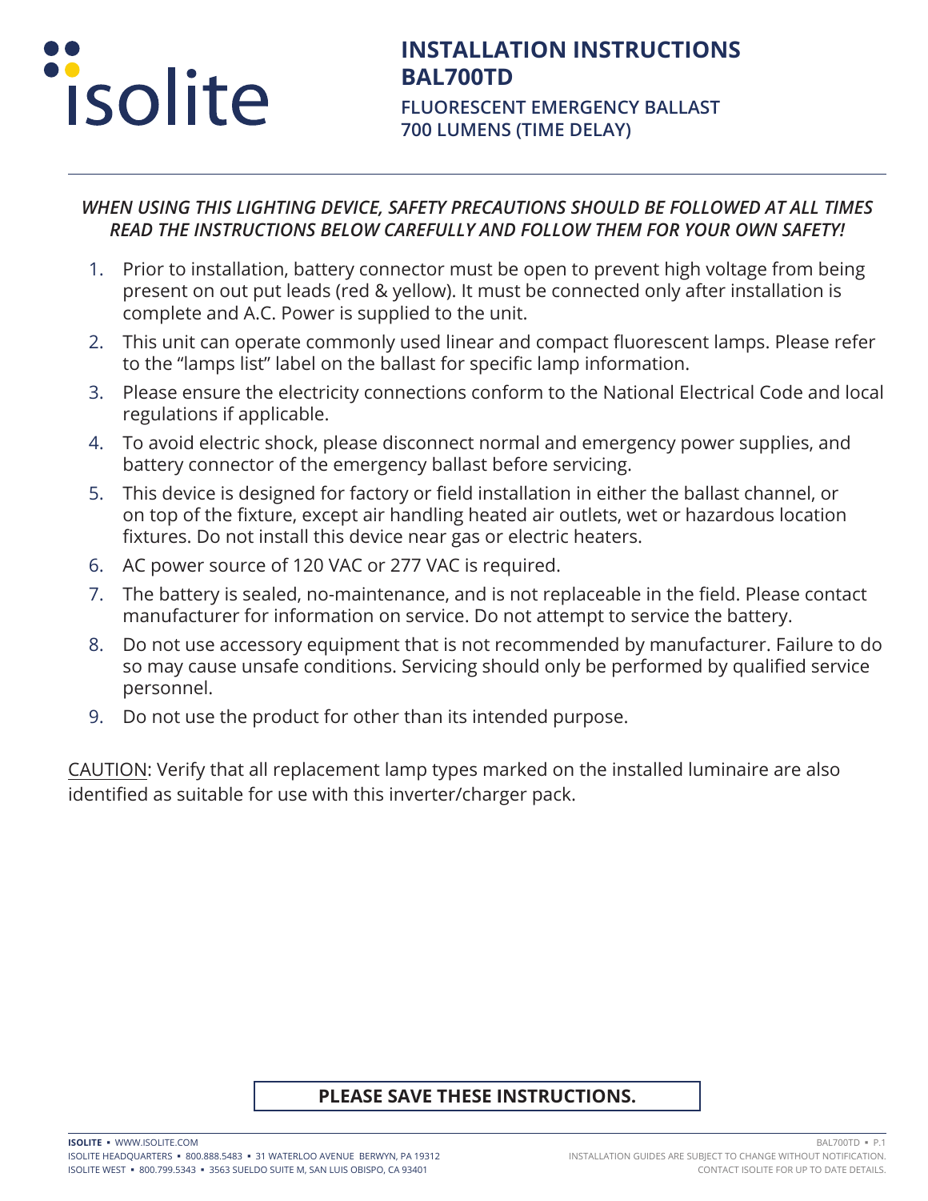isolite

# INSTALLATION INSTRUCTIONS BAL700TD

## FLUORESCENT EMERGENCY BALLAST 700 LUMENS (TIME DELAY)

***WHEN USING THIS LIGHTING DEVICE, SAFETY PRECAUTIONS SHOULD BE FOLLOWED AT ALL TIMES READ THE INSTRUCTIONS BELOW CAREFULLY AND FOLLOW THEM FOR YOUR OWN SAFETY!***

1. Prior to installation, battery connector must be open to prevent high voltage from being present on out put leads (red & yellow). It must be connected only after installation is complete and A.C. Power is supplied to the unit.
2. This unit can operate commonly used linear and compact fluorescent lamps. Please refer to the "lamps list" label on the ballast for specific lamp information.
3. Please ensure the electricity connections conform to the National Electrical Code and local regulations if applicable.
4. To avoid electric shock, please disconnect normal and emergency power supplies, and battery connector of the emergency ballast before servicing.
5. This device is designed for factory or field installation in either the ballast channel, or on top of the fixture, except air handling heated air outlets, wet or hazardous location fixtures. Do not install this device near gas or electric heaters.
6. AC power source of 120 VAC or 277 VAC is required.
7. The battery is sealed, no-maintenance, and is not replaceable in the field. Please contact manufacturer for information on service. Do not attempt to service the battery.
8. Do not use accessory equipment that is not recommended by manufacturer. Failure to do so may cause unsafe conditions. Servicing should only be performed by qualified service personnel.
9. Do not use the product for other than its intended purpose.

CAUTION: Verify that all replacement lamp types marked on the installed luminaire are also identified as suitable for use with this inverter/charger pack.

**PLEASE SAVE THESE INSTRUCTIONS.**

**ISOLITE** ▪ WWW.ISOLITE.COM
ISOLITE HEADQUARTERS ▪ 800.888.5483 ▪ 31 WATERLOO AVENUE BERWYN, PA 19312
ISOLITE WEST ▪ 800.799.5343 ▪ 3563 SUELDO SUITE M, SAN LUIS OBISPO, CA 93401

INSTALLATION GUIDES ARE SUBJECT TO CHANGE WITHOUT NOTIFICATION.
CONTACT ISOLITE FOR UP TO DATE DETAILS.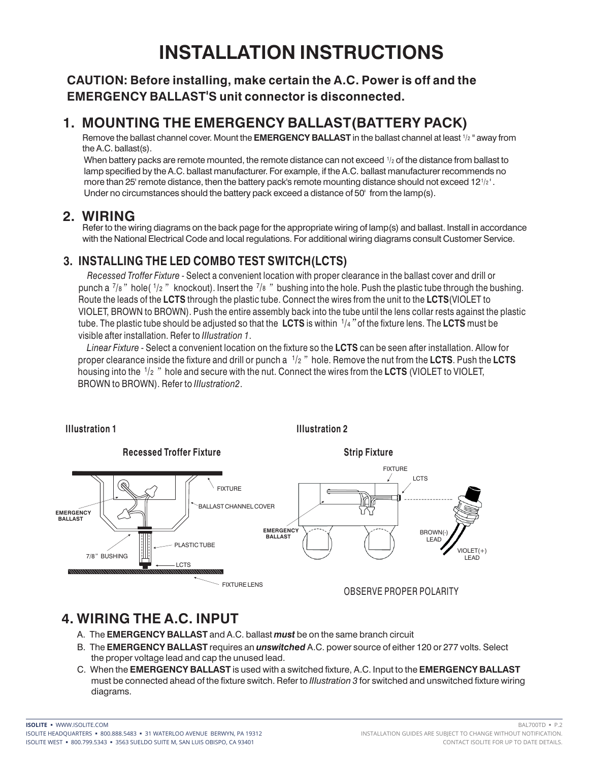# INSTALLATION INSTRUCTIONS

**CAUTION: Before installing, make certain the A.C. Power is off and the EMERGENCY BALLAST'S unit connector is disconnected.**

## 1. MOUNTING THE EMERGENCY BALLAST(BATTERY PACK)

Remove the ballast channel cover. Mount the **EMERGENCY BALLAST** in the ballast channel at least 1/2 " away from the A.C. ballast(s).

When battery packs are remote mounted, the remote distance can not exceed 1/2 of the distance from ballast to lamp specified by the A.C. ballast manufacturer. For example, if the A.C. ballast manufacturer recommends no more than 25' remote distance, then the battery pack's remote mounting distance should not exceed 12 1/2' . Under no circumstances should the battery pack exceed a distance of 50' from the lamp(s).

## 2. WIRING

Refer to the wiring diagrams on the back page for the appropriate wiring of lamp(s) and ballast. Install in accordance with the National Electrical Code and local regulations. For additional wiring diagrams consult Customer Service.

## 3. INSTALLING THE LED COMBO TEST SWITCH(LCTS)

*Recessed Troffer Fixture* - Select a convenient location with proper clearance in the ballast cover and drill or punch a 7/8" hole( 1/2" knockout). Insert the 7/8" bushing into the hole. Push the plastic tube through the bushing. Route the leads of the **LCTS** through the plastic tube. Connect the wires from the unit to the **LCTS**(VIOLET to VIOLET, BROWN to BROWN). Push the entire assembly back into the tube until the lens collar rests against the plastic tube. The plastic tube should be adjusted so that the **LCTS** is within 1/4" of the fixture lens. The **LCTS** must be visible after installation. Refer to *Illustration 1*.

*Linear Fixture* - Select a convenient location on the fixture so the **LCTS** can be seen after installation. Allow for proper clearance inside the fixture and drill or punch a 1/2" hole. Remove the nut from the **LCTS**. Push the **LCTS** housing into the 1/2" hole and secure with the nut. Connect the wires from the **LCTS** (VIOLET to VIOLET, BROWN to BROWN). Refer to *Illustration2*.

**Illustration 1**

**Recessed Troffer Fixture**

FIXTURE, BALLAST CHANNEL COVER, EMERGENCY BALLAST, PLASTIC TUBE, 7/8" BUSHING, LCTS, FIXTURE LENS

**Illustration 2**

**Strip Fixture**

FIXTURE, LCTS, EMERGENCY BALLAST, BROWN(-) LEAD, VIOLET(+) LEAD

OBSERVE PROPER POLARITY

## 4. WIRING THE A.C. INPUT

A. The **EMERGENCY BALLAST** and A.C. ballast ***must*** be on the same branch circuit

B. The **EMERGENCY BALLAST** requires an ***unswitched*** A.C. power source of either 120 or 277 volts. Select the proper voltage lead and cap the unused lead.

C. When the **EMERGENCY BALLAST** is used with a switched fixture, A.C. Input to the **EMERGENCY BALLAST** must be connected ahead of the fixture switch. Refer to *Illustration 3* for switched and unswitched fixture wiring diagrams.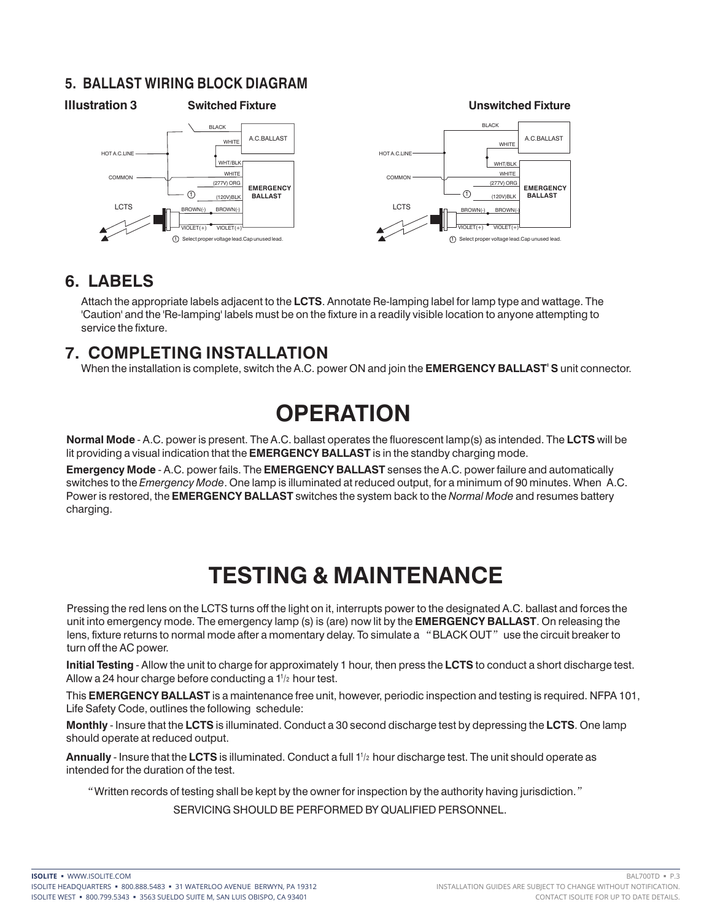## 5. BALLAST WIRING BLOCK DIAGRAM

**Illustration 3** — **Switched Fixture** / **Unswitched Fixture**

HOT A.C.LINE, COMMON, LCTS, BLACK, WHITE, A.C.BALLAST, WHT/BLK, WHITE, (277V) ORG, (120V)BLK, EMERGENCY BALLAST, BROWN(-), BROWN(-), VIOLET(+), VIOLET(+)

① Select proper voltage lead.Cap unused lead.

## 6. LABELS

Attach the appropriate labels adjacent to the **LCTS**. Annotate Re-lamping label for lamp type and wattage. The 'Caution' and the 'Re-lamping' labels must be on the fixture in a readily visible location to anyone attempting to service the fixture.

## 7. COMPLETING INSTALLATION

When the installation is complete, switch the A.C. power ON and join the **EMERGENCY BALLAST' S** unit connector.

# OPERATION

**Normal Mode** - A.C. power is present. The A.C. ballast operates the fluorescent lamp(s) as intended. The **LCTS** will be lit providing a visual indication that the **EMERGENCY BALLAST** is in the standby charging mode.

**Emergency Mode** - A.C. power fails. The **EMERGENCY BALLAST** senses the A.C. power failure and automatically switches to the *Emergency Mode*. One lamp is illuminated at reduced output, for a minimum of 90 minutes. When A.C. Power is restored, the **EMERGENCY BALLAST** switches the system back to the *Normal Mode* and resumes battery charging.

# TESTING & MAINTENANCE

Pressing the red lens on the LCTS turns off the light on it, interrupts power to the designated A.C. ballast and forces the unit into emergency mode. The emergency lamp (s) is (are) now lit by the **EMERGENCY BALLAST**. On releasing the lens, fixture returns to normal mode after a momentary delay. To simulate a "BLACK OUT" use the circuit breaker to turn off the AC power.

**Initial Testing** - Allow the unit to charge for approximately 1 hour, then press the **LCTS** to conduct a short discharge test. Allow a 24 hour charge before conducting a 1 1/2 hour test.

This **EMERGENCY BALLAST** is a maintenance free unit, however, periodic inspection and testing is required. NFPA 101, Life Safety Code, outlines the following schedule:

**Monthly** - Insure that the **LCTS** is illuminated. Conduct a 30 second discharge test by depressing the **LCTS**. One lamp should operate at reduced output.

**Annually** - Insure that the **LCTS** is illuminated. Conduct a full 1 1/2 hour discharge test. The unit should operate as intended for the duration of the test.

"Written records of testing shall be kept by the owner for inspection by the authority having jurisdiction."

SERVICING SHOULD BE PERFORMED BY QUALIFIED PERSONNEL.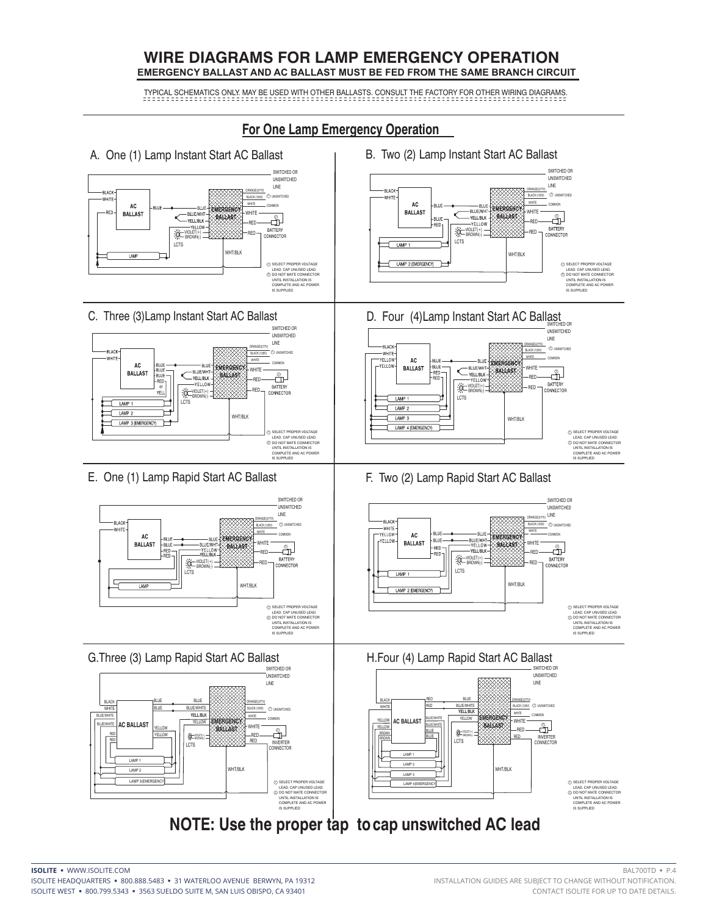# WIRE DIAGRAMS FOR LAMP EMERGENCY OPERATION

**EMERGENCY BALLAST AND AC BALLAST MUST BE FED FROM THE SAME BRANCH CIRCUIT**

TYPICAL SCHEMATICS ONLY. MAY BE USED WITH OTHER BALLASTS. CONSULT THE FACTORY FOR OTHER WIRING DIAGRAMS.

## For One Lamp Emergency Operation

### A. One (1) Lamp Instant Start AC Ballast

SWITCHED OR UNSWITCHED LINE

BLACK, WHITE, RED, AC BALLAST, BLUE, BLUE, BLUE/WHT, YELL/BLK, YELLOW, VIOLET(+), BROWN(-), LCTS, EMERGENCY BALLAST, ORANGE(277V), BLACK(120V), ① UNSWITCHED, WHITE, COMMON, WHITE, RED, RED, ②, BATTERY CONNECTOR, WHT/BLK, LAMP

① SELECT PROPER VOLTAGE LEAD. CAP UNUSED LEAD.
② DO NOT MATE CONNECTOR UNTIL INSTALLATION IS COMPLETE AND AC POWER IS SUPPLIED

### B. Two (2) Lamp Instant Start AC Ballast

SWITCHED OR UNSWITCHED LINE

BLACK, WHITE, AC BALLAST, BLUE, BLUE, RED, BLUE, BLUE/WHT, YELL/BLK, YELLOW, VIOLET(+), BROWN(-), LCTS, EMERGENCY BALLAST, ORANGE(277V), BLACK(120V), ① UNSWITCHED, WHITE, COMMON, WHITE, RED, RED, ②, BATTERY CONNECTOR, WHT/BLK, LAMP 1, LAMP 2 (EMERGENCY)

① SELECT PROPER VOLTAGE LEAD. CAP UNUSED LEAD.
② DO NOT MATE CONNECTOR UNTIL INSTALLATION IS COMPLETE AND AC POWER IS SUPPLIED

### C. Three (3)Lamp Instant Start AC Ballast

SWITCHED OR UNSWITCHED LINE

BLACK, WHITE, AC BALLAST, BLUE, BLUE, BLUE, RED or YELL, BLUE, BLUE/WHT, YELL/BLK, YELLOW, VIOLET(+), BROWN(-), LCTS, EMERGENCY BALLAST, ORANGE(277V), BLACK(120V), ① UNSWITCHED, WHITE, COMMON, WHITE, RED, RED, ②, BATTERY CONNECTOR, WHT/BLK, LAMP 1, LAMP 2, LAMP 3 (EMERGENCY)

① SELECT PROPER VOLTAGE LEAD. CAP UNUSED LEAD.
② DO NOT MATE CONNECTOR UNTIL INSTALLATION IS COMPLETE AND AC POWER IS SUPPLIED

### D. Four (4)Lamp Instant Start AC Ballast

SWITCHED OR UNSWITCHED LINE

BLACK, WHITE, YELLOW, YELLOW, AC BALLAST, BLUE, BLUE, RED, RED, BLUE, BLUE/WHT, YELL/BLK, YELLOW, VIOLET(+), BROWN(-), LCTS, EMERGENCY BALLAST, ORANGE(277V), BLACK(120V), ① UNSWITCHED, WHITE, COMMON, WHITE, RED, RED, ②, BATTERY CONNECTOR, WHT/BLK, LAMP 1, LAMP 2, LAMP 3, LAMP 4 (EMERGENCY)

① SELECT PROPER VOLTAGE LEAD. CAP UNUSED LEAD.
② DO NOT MATE CONNECTOR UNTIL INSTALLATION IS COMPLETE AND AC POWER IS SUPPLIED

### E. One (1) Lamp Rapid Start AC Ballast

SWITCHED OR UNSWITCHED LINE

BLACK, WHITE, AC BALLAST, BLUE, BLUE, RED, RED, BLUE, BLUE/WHT, YELLOW, YELL/BLK, VIOLET(+), BROWN(-), LCTS, EMERGENCY BALLAST, ORANGE(277V), BLACK(120V), ① UNSWITCHED, WHITE, COMMON, WHITE, RED, RED, ②, BATTERY CONNECTOR, WHT/BLK, LAMP

① SELECT PROPER VOLTAGE LEAD. CAP UNUSED LEAD.
② DO NOT MATE CONNECTOR UNTIL INSTALLATION IS COMPLETE AND AC POWER IS SUPPLIED

### F. Two (2) Lamp Rapid Start AC Ballast

SWITCHED OR UNSWITCHED LINE

BLACK, WHITE, YELLOW, YELLOW, AC BALLAST, BLUE, BLUE, RED, RED, BLUE, BLUE/WHT, YELL/BLK, YELLOW, VIOLET(+), BROWN(-), LCTS, EMERGENCY BALLAST, ORANGE(277V), BLACK(120V), ① UNSWITCHED, WHITE, COMMON, WHITE, RED, RED, ②, BATTERY CONNECTOR, WHT/BLK, LAMP 1, LAMP 2 (EMERGENCY)

① SELECT PROPER VOLTAGE LEAD. CAP UNUSED LEAD.
② DO NOT MATE CONNECTOR UNTIL INSTALLATION IS COMPLETE AND AC POWER IS SUPPLIED

### G.Three (3) Lamp Rapid Start AC Ballast

SWITCHED OR UNSWITCHED LINE

BLACK, WHITE, BLUE/WHITE, BLUE/WHITE, RED, RED, AC BALLAST, BLUE, BLUE, YELLOW, YELLOW, BLUE, BLUE/WHITE, YELL/BLK, YELLOW, VIOLET(+), BROWN(-), LCTS, EMERGENCY BALLAST, ORANGE(277V), BLACK(120V), ① UNSWITCHED, WHITE, COMMON, WHITE, RED, RED, ②, INVERTER CONNECTOR, WHT/BLK, LAMP 1, LAMP 2, LAMP 3(EMERGENCY)

① SELECT PROPER VOLTAGE LEAD. CAP UNUSED LEAD.
② DO NOT MATE CONNECTOR UNTIL INSTALLATION IS COMPLETE AND AC POWER IS SUPPLIED

### H.Four (4) Lamp Rapid Start AC Ballast

SWITCHED OR UNSWITCHED LINE

BLACK, WHITE, YELLOW, YELLOW, BROWN, BROWN, AC BALLAST, RED, RED, BLUE/WHITE, BLUE/WHITE, BLUE, BLUE, BLUE, BLUE/WHITE, YELL/BLK, YELLOW, VIOLET(+), BROWN(-), LCTS, EMERGENCY BALLAST, ORANGE(277V), BLACK(120V), ① UNSWITCHED, WHITE, COMMON, WHITE, RED, RED, ②, INVERTER CONNECTOR, WHT/BLK, LAMP 1, LAMP 2, LAMP 3, LAMP 4(EMERGENCY)

① SELECT PROPER VOLTAGE LEAD. CAP UNUSED LEAD.
② DO NOT MATE CONNECTOR UNTIL INSTALLATION IS COMPLETE AND AC POWER IS SUPPLIED

## NOTE: Use the proper tap to cap unswitched AC lead

**ISOLITE** ▪ WWW.ISOLITE.COM
ISOLITE HEADQUARTERS ▪ 800.888.5483 ▪ 31 WATERLOO AVENUE BERWYN, PA 19312
ISOLITE WEST ▪ 800.799.5343 ▪ 3563 SUELDO SUITE M, SAN LUIS OBISPO, CA 93401

BAL700TD ▪ P.4
INSTALLATION GUIDES ARE SUBJECT TO CHANGE WITHOUT NOTIFICATION.
CONTACT ISOLITE FOR UP TO DATE DETAILS.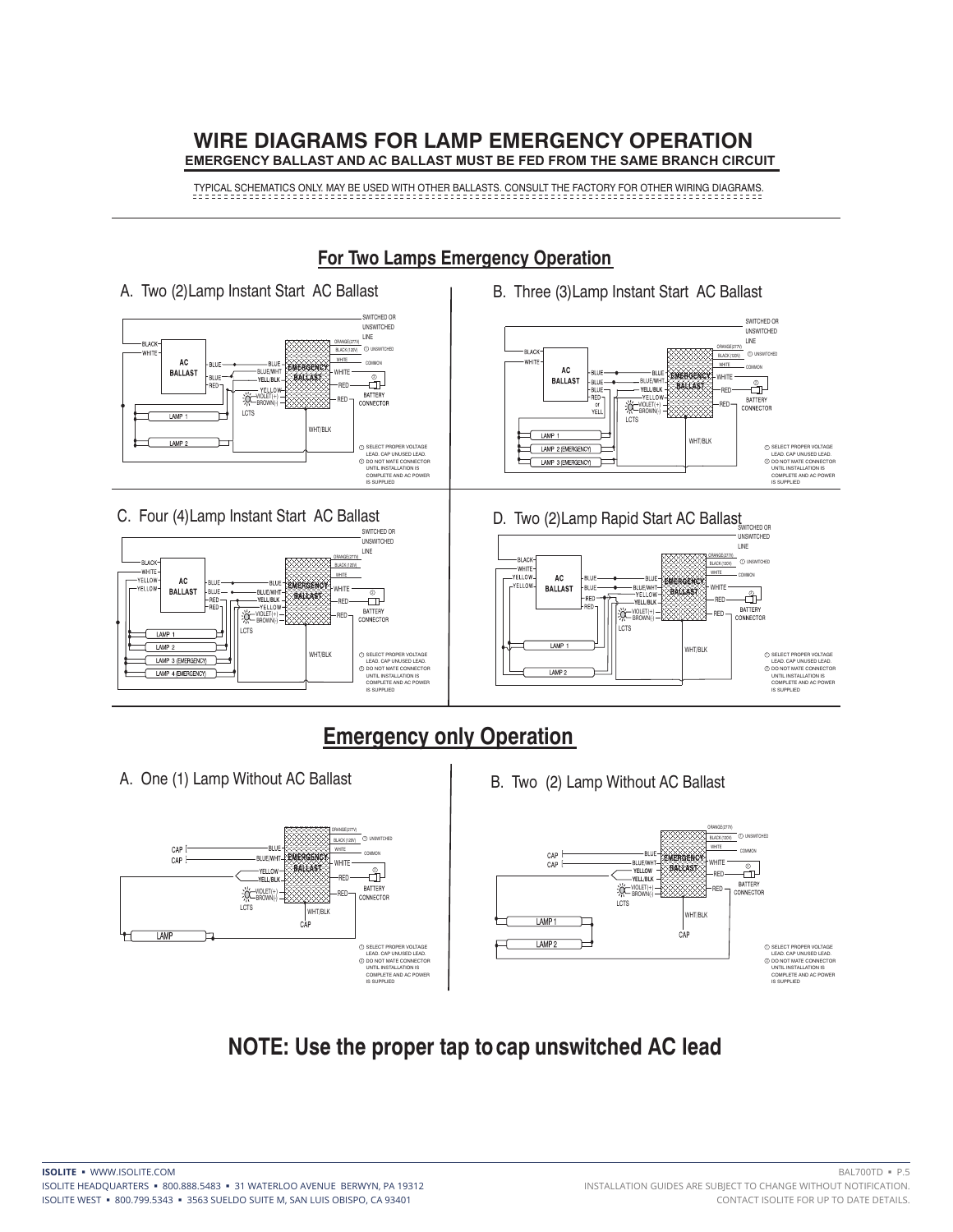# WIRE DIAGRAMS FOR LAMP EMERGENCY OPERATION

**EMERGENCY BALLAST AND AC BALLAST MUST BE FED FROM THE SAME BRANCH CIRCUIT**

TYPICAL SCHEMATICS ONLY. MAY BE USED WITH OTHER BALLASTS. CONSULT THE FACTORY FOR OTHER WIRING DIAGRAMS.

## For Two Lamps Emergency Operation

### A. Two (2)Lamp Instant Start AC Ballast

SWITCHED OR UNSWITCHED LINE
BLACK
WHITE
AC BALLAST
BLUE
BLUE
RED
BLUE
BLUE/WHT
YELL/BLK
YELLOW
VIOLET(+)
BROWN(-)
LCTS
EMERGENCY BALLAST
ORANGE(277V)
BLACK(120V)
① UNSWITCHED
WHITE
COMMON
WHITE
RED
RED
②
BATTERY CONNECTOR
WHT/BLK
LAMP 1
LAMP 2

① SELECT PROPER VOLTAGE LEAD. CAP UNUSED LEAD.
② DO NOT MATE CONNECTOR UNTIL INSTALLATION IS COMPLETE AND AC POWER IS SUPPLIED

### B. Three (3)Lamp Instant Start AC Ballast

SWITCHED OR UNSWITCHED LINE
BLACK
WHITE
AC BALLAST
BLUE
BLUE
BLUE
RED
or
YELL
BLUE
BLUE/WHT
YELL/BLK
YELLOW
VIOLET(+)
BROWN(-)
LCTS
EMERGENCY BALLAST
ORANGE(277V)
BLACK(120V)
① UNSWITCHED
WHITE
COMMON
WHITE
RED
RED
②
BATTERY CONNECTOR
WHT/BLK
LAMP 1
LAMP 2 (EMERGENCY)
LAMP 3 (EMERGENCY)

① SELECT PROPER VOLTAGE LEAD. CAP UNUSED LEAD.
② DO NOT MATE CONNECTOR UNTIL INSTALLATION IS COMPLETE AND AC POWER IS SUPPLIED

### C. Four (4)Lamp Instant Start AC Ballast

SWITCHED OR UNSWITCHED LINE
BLACK
WHITE
YELLOW
YELLOW
AC BALLAST
BLUE
BLUE
RED
RED
BLUE
BLUE/WHT
YELL/BLK
YELLOW
VIOLET(+)
BROWN(-)
LCTS
EMERGENCY BALLAST
ORANGE(277V)
BLACK(120V)
WHITE
WHITE
RED
RED
②
BATTERY CONNECTOR
WHT/BLK
LAMP 1
LAMP 2
LAMP 3 (EMERGENCY)
LAMP 4 (EMERGENCY)

① SELECT PROPER VOLTAGE LEAD. CAP UNUSED LEAD.
② DO NOT MATE CONNECTOR UNTIL INSTALLATION IS COMPLETE AND AC POWER IS SUPPLIED

### D. Two (2)Lamp Rapid Start AC Ballast

SWITCHED OR UNSWITCHED LINE
BLACK
WHITE
YELLOW
YELLOW
AC BALLAST
BLUE
BLUE
RED
RED
BLUE
BLUE/WHT
YELLOW
YELL/BLK
VIOLET(+)
BROWN(-)
LCTS
EMERGENCY BALLAST
ORANGE(277V)
BLACK(120V)
① UNSWITCHED
WHITE
COMMON
WHITE
RED
RED
②
BATTERY CONNECTOR
WHT/BLK
LAMP 1
LAMP 2

① SELECT PROPER VOLTAGE LEAD. CAP UNUSED LEAD.
② DO NOT MATE CONNECTOR UNTIL INSTALLATION IS COMPLETE AND AC POWER IS SUPPLIED

## Emergency only Operation

### A. One (1) Lamp Without AC Ballast

CAP
CAP
BLUE
BLUE/WHT
YELLOW
YELL/BLK
VIOLET(+)
BROWN(-)
LCTS
EMERGENCY BALLAST
ORANGE(277V)
BLACK(120V)
① UNSWITCHED
WHITE
COMMON
WHITE
RED
RED
②
BATTERY CONNECTOR
WHT/BLK
CAP
LAMP

① SELECT PROPER VOLTAGE LEAD. CAP UNUSED LEAD.
② DO NOT MATE CONNECTOR UNTIL INSTALLATION IS COMPLETE AND AC POWER IS SUPPLIED

### B. Two (2) Lamp Without AC Ballast

CAP
CAP
BLUE
BLUE/WHT
YELLOW
YELL/BLK
VIOLET(+)
BROWN(-)
LCTS
EMERGENCY BALLAST
ORANGE(277V)
BLACK(120V)
① UNSWITCHED
WHITE
COMMON
WHITE
RED
RED
②
BATTERY CONNECTOR
WHT/BLK
CAP
LAMP 1
LAMP 2

① SELECT PROPER VOLTAGE LEAD. CAP UNUSED LEAD.
② DO NOT MATE CONNECTOR UNTIL INSTALLATION IS COMPLETE AND AC POWER IS SUPPLIED

## NOTE: Use the proper tap to cap unswitched AC lead

**ISOLITE** ▪ WWW.ISOLITE.COM
ISOLITE HEADQUARTERS ▪ 800.888.5483 ▪ 31 WATERLOO AVENUE BERWYN, PA 19312
ISOLITE WEST ▪ 800.799.5343 ▪ 3563 SUELDO SUITE M, SAN LUIS OBISPO, CA 93401

INSTALLATION GUIDES ARE SUBJECT TO CHANGE WITHOUT NOTIFICATION.
CONTACT ISOLITE FOR UP TO DATE DETAILS.